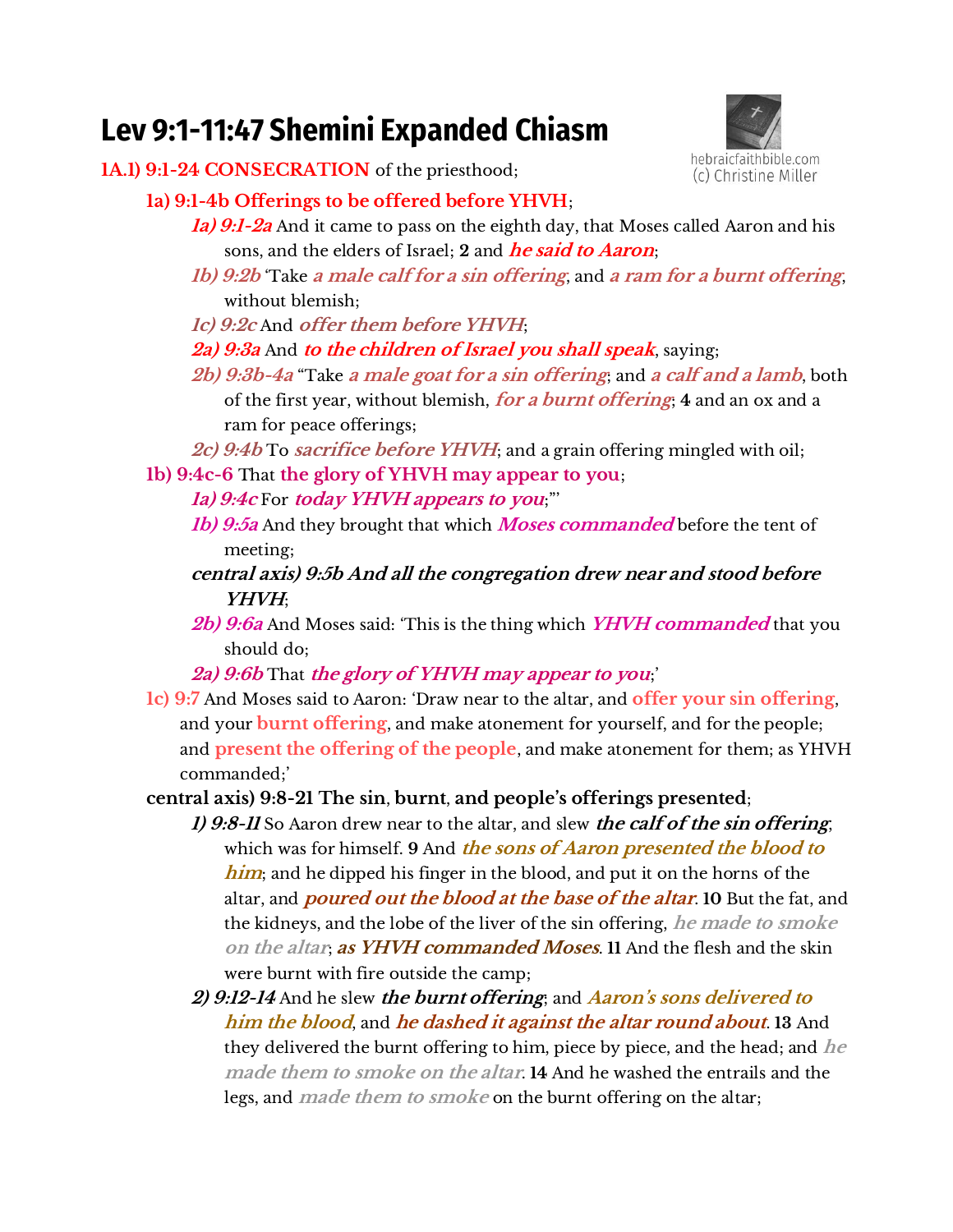# Lev 9:1-11:47 Shemini Expanded Chiasm

hebraicfaithbible.com
(c) Christine Miller

**1A.1) 9:1-24 CONSECRATION** of the priesthood;

- **1a) 9:1-4b Offerings to be offered before YHVH**;
  - ***1a) 9:1-2a*** And it came to pass on the eighth day, that Moses called Aaron and his sons, and the elders of Israel; **2** and ***he said to Aaron***;
  - ***1b) 9:2b*** 'Take ***a male calf for a sin offering***, and ***a ram for a burnt offering***, without blemish;
  - ***1c) 9:2c*** And ***offer them before YHVH***;
  - ***2a) 9:3a*** And ***to the children of Israel you shall speak***, saying;
  - ***2b) 9:3b-4a*** "Take ***a male goat for a sin offering***; and ***a calf and a lamb***, both of the first year, without blemish, ***for a burnt offering***; **4** and an ox and a ram for peace offerings;
  - ***2c) 9:4b*** To ***sacrifice before YHVH***; and a grain offering mingled with oil;
- **1b) 9:4c-6** That **the glory of YHVH may appear to you**;
  - ***1a) 9:4c*** For ***today YHVH appears to you***;"'
  - ***1b) 9:5a*** And they brought that which ***Moses commanded*** before the tent of meeting;
  - ***central axis) 9:5b And all the congregation drew near and stood before YHVH***;
  - ***2b) 9:6a*** And Moses said: 'This is the thing which ***YHVH commanded*** that you should do;
  - ***2a) 9:6b*** That ***the glory of YHVH may appear to you***;'
- **1c) 9:7** And Moses said to Aaron: 'Draw near to the altar, and **offer your sin offering**, and your **burnt offering**, and make atonement for yourself, and for the people; and **present the offering of the people**, and make atonement for them; as YHVH commanded;'
- **central axis) 9:8-21 The sin, burnt, and people's offerings presented**;
  - ***1) 9:8-11*** So Aaron drew near to the altar, and slew ***the calf of the sin offering***, which was for himself. **9** And ***the sons of Aaron presented the blood to him***; and he dipped his finger in the blood, and put it on the horns of the altar, and ***poured out the blood at the base of the altar***. **10** But the fat, and the kidneys, and the lobe of the liver of the sin offering, ***he made to smoke on the altar***; ***as YHVH commanded Moses***. **11** And the flesh and the skin were burnt with fire outside the camp;
  - ***2) 9:12-14*** And he slew ***the burnt offering***; and ***Aaron's sons delivered to him the blood***, and ***he dashed it against the altar round about***. **13** And they delivered the burnt offering to him, piece by piece, and the head; and ***he made them to smoke on the altar***. **14** And he washed the entrails and the legs, and ***made them to smoke*** on the burnt offering on the altar;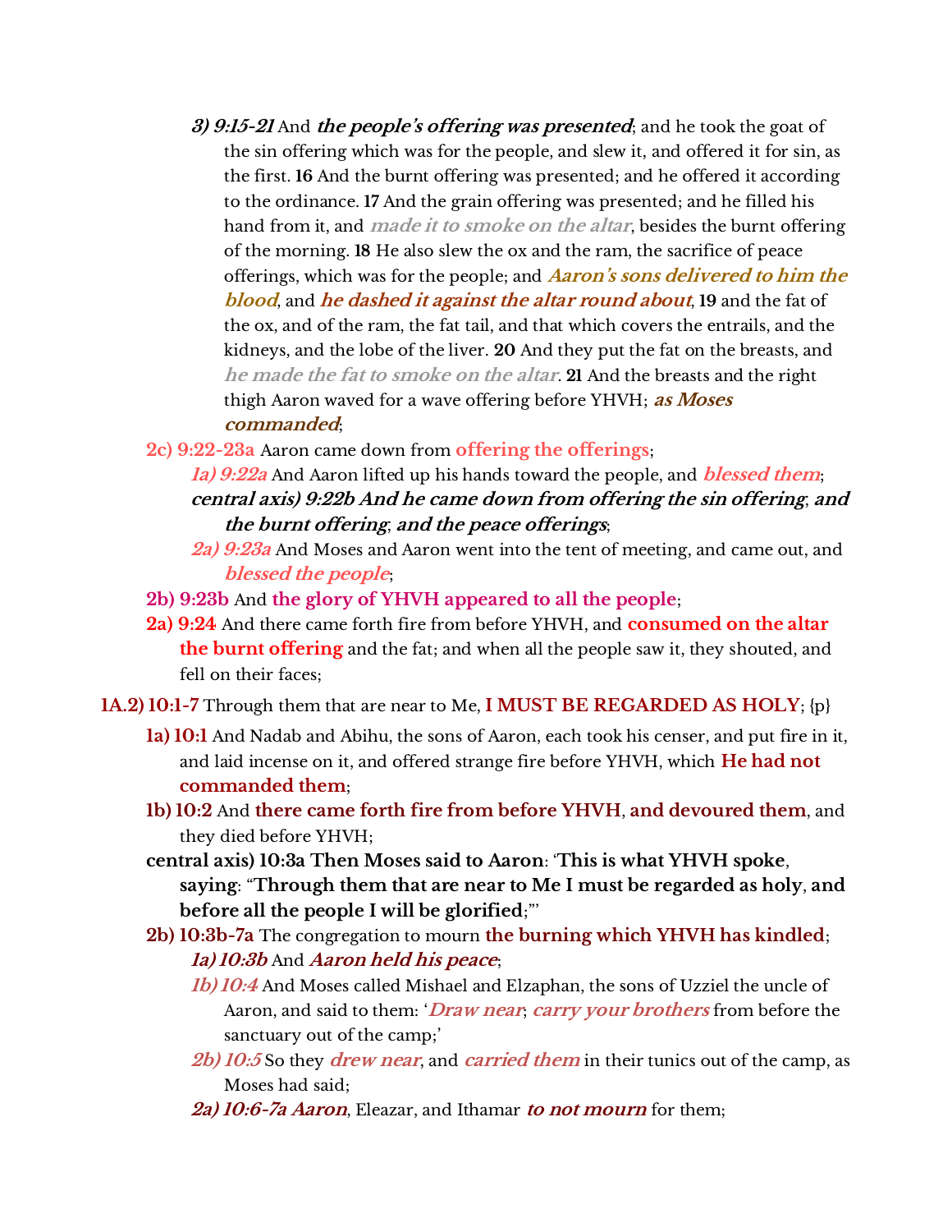*3) 9:15-21* And ***the people's offering was presented***; and he took the goat of the sin offering which was for the people, and slew it, and offered it for sin, as the first. **16** And the burnt offering was presented; and he offered it according to the ordinance. **17** And the grain offering was presented; and he filled his hand from it, and ***made it to smoke on the altar***, besides the burnt offering of the morning. **18** He also slew the ox and the ram, the sacrifice of peace offerings, which was for the people; and ***Aaron's sons delivered to him the blood***, and ***he dashed it against the altar round about***, **19** and the fat of the ox, and of the ram, the fat tail, and that which covers the entrails, and the kidneys, and the lobe of the liver. **20** And they put the fat on the breasts, and ***he made the fat to smoke on the altar***. **21** And the breasts and the right thigh Aaron waved for a wave offering before YHVH; ***as Moses commanded***;

**2c) 9:22-23a** Aaron came down from **offering the offerings**;

*1a) 9:22a* And Aaron lifted up his hands toward the people, and ***blessed them***;

***central axis) 9:22b And he came down from offering the sin offering, and the burnt offering, and the peace offerings;***

*2a) 9:23a* And Moses and Aaron went into the tent of meeting, and came out, and ***blessed the people***;

**2b) 9:23b** And **the glory of YHVH appeared to all the people**;

**2a) 9:24** And there came forth fire from before YHVH, and **consumed on the altar the burnt offering** and the fat; and when all the people saw it, they shouted, and fell on their faces;

**1A.2) 10:1-7** Through them that are near to Me, **I MUST BE REGARDED AS HOLY**; {p}

**1a) 10:1** And Nadab and Abihu, the sons of Aaron, each took his censer, and put fire in it, and laid incense on it, and offered strange fire before YHVH, which **He had not commanded them**;

**1b) 10:2** And **there came forth fire from before YHVH**, **and devoured them**, and they died before YHVH;

**central axis) 10:3a Then Moses said to Aaron: 'This is what YHVH spoke, saying: "Through them that are near to Me I must be regarded as holy, and before all the people I will be glorified;"'**

**2b) 10:3b-7a** The congregation to mourn **the burning which YHVH has kindled**;

*1a) 10:3b* And ***Aaron held his peace***;

*1b) 10:4* And Moses called Mishael and Elzaphan, the sons of Uzziel the uncle of Aaron, and said to them: '***Draw near***; ***carry your brothers*** from before the sanctuary out of the camp;'

*2b) 10:5* So they ***drew near***, and ***carried them*** in their tunics out of the camp, as Moses had said;

***2a) 10:6-7a Aaron***, Eleazar, and Ithamar ***to not mourn*** for them;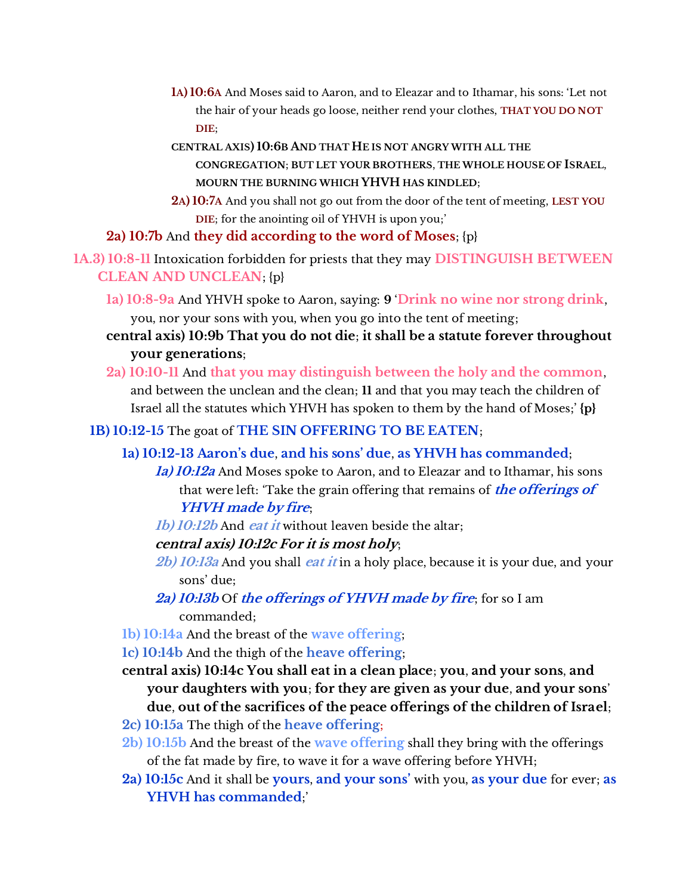- **1A) 10:6A** And Moses said to Aaron, and to Eleazar and to Ithamar, his sons: 'Let not the hair of your heads go loose, neither rend your clothes, **THAT YOU DO NOT DIE**;
- **CENTRAL AXIS) 10:6B AND THAT HE IS NOT ANGRY WITH ALL THE CONGREGATION; BUT LET YOUR BROTHERS, THE WHOLE HOUSE OF ISRAEL, MOURN THE BURNING WHICH YHVH HAS KINDLED;**
- **2A) 10:7A** And you shall not go out from the door of the tent of meeting, **LEST YOU DIE**; for the anointing oil of YHVH is upon you;'

**2a) 10:7b** And **they did according to the word of Moses**; {p}

**1A.3) 10:8-11** Intoxication forbidden for priests that they may **DISTINGUISH BETWEEN CLEAN AND UNCLEAN**; {p}

- **1a) 10:8-9a** And YHVH spoke to Aaron, saying: **9** '**Drink no wine nor strong drink**, you, nor your sons with you, when you go into the tent of meeting;
- **central axis) 10:9b That you do not die; it shall be a statute forever throughout your generations;**
- **2a) 10:10-11** And **that you may distinguish between the holy and the common**, and between the unclean and the clean; **11** and that you may teach the children of Israel all the statutes which YHVH has spoken to them by the hand of Moses;' **{p}**

**1B) 10:12-15** The goat of **THE SIN OFFERING TO BE EATEN**;

- **1a) 10:12-13 Aaron's due, and his sons' due, as YHVH has commanded;**
  - ***1a) 10:12a*** And Moses spoke to Aaron, and to Eleazar and to Ithamar, his sons that were left: 'Take the grain offering that remains of ***the offerings of YHVH made by fire***;
  - ***1b) 10:12b*** And ***eat it*** without leaven beside the altar;
  - ***central axis) 10:12c For it is most holy;***
  - ***2b) 10:13a*** And you shall ***eat it*** in a holy place, because it is your due, and your sons' due;
  - ***2a) 10:13b*** Of ***the offerings of YHVH made by fire***; for so I am commanded;
- **1b) 10:14a** And the breast of the **wave offering**;
- **1c) 10:14b** And the thigh of the **heave offering**;
- **central axis) 10:14c You shall eat in a clean place; you, and your sons, and your daughters with you; for they are given as your due, and your sons' due, out of the sacrifices of the peace offerings of the children of Israel;**
- **2c) 10:15a** The thigh of the **heave offering**;
- **2b) 10:15b** And the breast of the **wave offering** shall they bring with the offerings of the fat made by fire, to wave it for a wave offering before YHVH;
- **2a) 10:15c** And it shall be **yours, and your sons'** with you, **as your due** for ever; **as YHVH has commanded**;'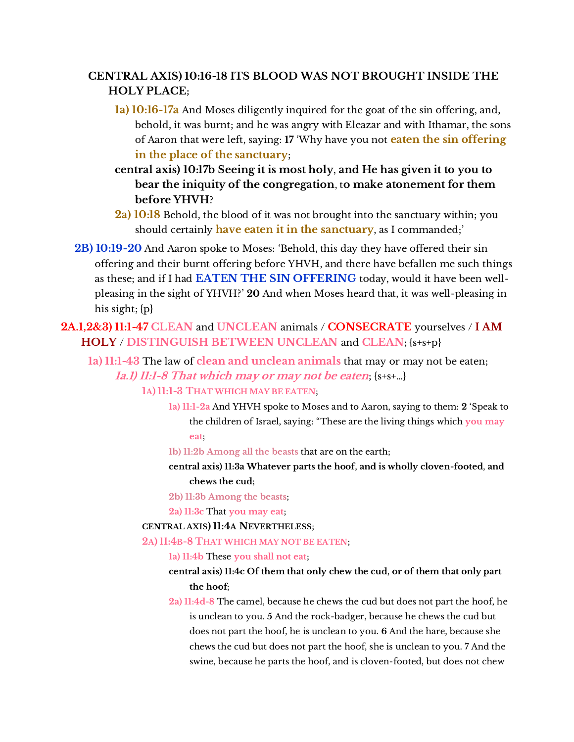**CENTRAL AXIS) 10:16-18 ITS BLOOD WAS NOT BROUGHT INSIDE THE HOLY PLACE;**

**1a) 10:16-17a** And Moses diligently inquired for the goat of the sin offering, and, behold, it was burnt; and he was angry with Eleazar and with Ithamar, the sons of Aaron that were left, saying: **17** 'Why have you not **eaten the sin offering in the place of the sanctuary**;

**central axis) 10:17b Seeing it is most holy, and He has given it to you to bear the iniquity of the congregation, to make atonement for them before YHVH?**

**2a) 10:18** Behold, the blood of it was not brought into the sanctuary within; you should certainly **have eaten it in the sanctuary**, as I commanded;'

**2B) 10:19-20** And Aaron spoke to Moses: 'Behold, this day they have offered their sin offering and their burnt offering before YHVH, and there have befallen me such things as these; and if I had **EATEN THE SIN OFFERING** today, would it have been well-pleasing in the sight of YHVH?' **20** And when Moses heard that, it was well-pleasing in his sight; {p}

**2A.1,2&3) 11:1-47 CLEAN** and **UNCLEAN** animals / **CONSECRATE** yourselves / **I AM HOLY** / **DISTINGUISH BETWEEN UNCLEAN** and **CLEAN**; {s+s+p}

**1a) 11:1-43** The law of **clean and unclean animals** that may or may not be eaten;

***1a.1) 11:1-8 That which may or may not be eaten***; {s+s+...}

**1A) 11:1-3 THAT WHICH MAY BE EATEN**;

**1a) 11:1-2a** And YHVH spoke to Moses and to Aaron, saying to them: **2** 'Speak to the children of Israel, saying: "These are the living things which **you may eat**;

**1b) 11:2b Among all the beasts** that are on the earth;

**central axis) 11:3a Whatever parts the hoof, and is wholly cloven-footed, and chews the cud**;

**2b) 11:3b Among the beasts**;

**2a) 11:3c** That **you may eat**;

**CENTRAL AXIS) 11:4A NEVERTHELESS**;

**2A) 11:4B-8 THAT WHICH MAY NOT BE EATEN**;

**1a) 11:4b** These **you shall not eat**;

**central axis) 11:4c Of them that only chew the cud, or of them that only part the hoof**;

**2a) 11:4d-8** The camel, because he chews the cud but does not part the hoof, he is unclean to you. **5** And the rock-badger, because he chews the cud but does not part the hoof, he is unclean to you. **6** And the hare, because she chews the cud but does not part the hoof, she is unclean to you. **7** And the swine, because he parts the hoof, and is cloven-footed, but does not chew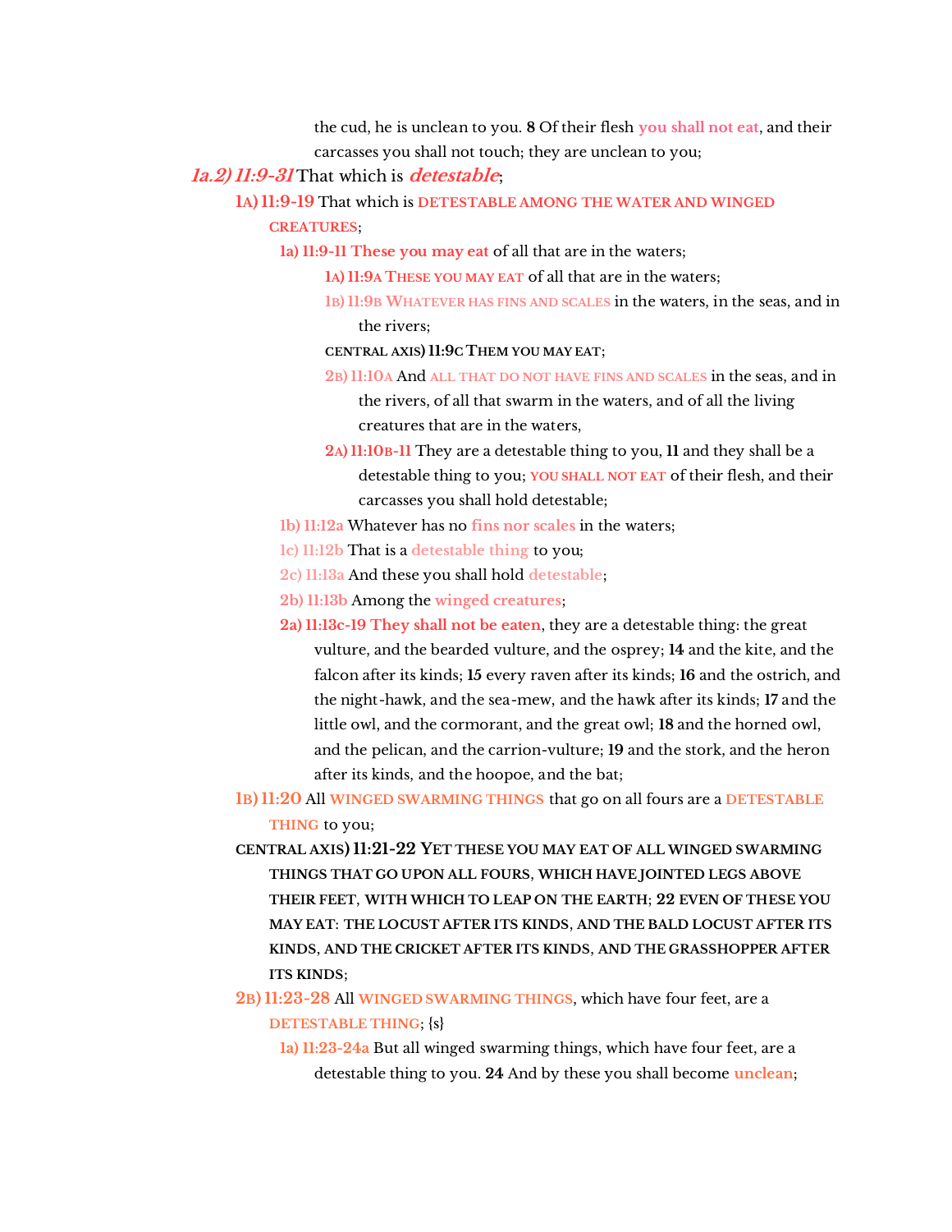the cud, he is unclean to you. **8** Of their flesh **you shall not eat**, and their carcasses you shall not touch; they are unclean to you;

***1a.2) 11:9-31*** That which is ***detestable***;

- **1A) 11:9-19** That which is **DETESTABLE AMONG THE WATER AND WINGED CREATURES**;
  - **1a) 11:9-11 These you may eat** of all that are in the waters;
    - **1A) 11:9A THESE YOU MAY EAT** of all that are in the waters;
    - **1B) 11:9B WHATEVER HAS FINS AND SCALES** in the waters, in the seas, and in the rivers;
    - **CENTRAL AXIS) 11:9C THEM YOU MAY EAT;**
    - **2B) 11:10A** And **ALL THAT DO NOT HAVE FINS AND SCALES** in the seas, and in the rivers, of all that swarm in the waters, and of all the living creatures that are in the waters,
    - **2A) 11:10B-11** They are a detestable thing to you, **11** and they shall be a detestable thing to you; **YOU SHALL NOT EAT** of their flesh, and their carcasses you shall hold detestable;
  - **1b) 11:12a** Whatever has no **fins nor scales** in the waters;
  - **1c) 11:12b** That is a **detestable thing** to you;
  - **2c) 11:13a** And these you shall hold **detestable**;
  - **2b) 11:13b** Among the **winged creatures**;
  - **2a) 11:13c-19 They shall not be eaten**, they are a detestable thing: the great vulture, and the bearded vulture, and the osprey; **14** and the kite, and the falcon after its kinds; **15** every raven after its kinds; **16** and the ostrich, and the night-hawk, and the sea-mew, and the hawk after its kinds; **17** and the little owl, and the cormorant, and the great owl; **18** and the horned owl, and the pelican, and the carrion-vulture; **19** and the stork, and the heron after its kinds, and the hoopoe, and the bat;
- **1B) 11:20** All **WINGED SWARMING THINGS** that go on all fours are a **DETESTABLE THING** to you;
- **CENTRAL AXIS) 11:21-22 YET THESE YOU MAY EAT OF ALL WINGED SWARMING THINGS THAT GO UPON ALL FOURS, WHICH HAVE JOINTED LEGS ABOVE THEIR FEET, WITH WHICH TO LEAP ON THE EARTH; 22 EVEN OF THESE YOU MAY EAT: THE LOCUST AFTER ITS KINDS, AND THE BALD LOCUST AFTER ITS KINDS, AND THE CRICKET AFTER ITS KINDS, AND THE GRASSHOPPER AFTER ITS KINDS;**
- **2B) 11:23-28** All **WINGED SWARMING THINGS**, which have four feet, are a **DETESTABLE THING**; {s}
  - **1a) 11:23-24a** But all winged swarming things, which have four feet, are a detestable thing to you. **24** And by these you shall become **unclean**;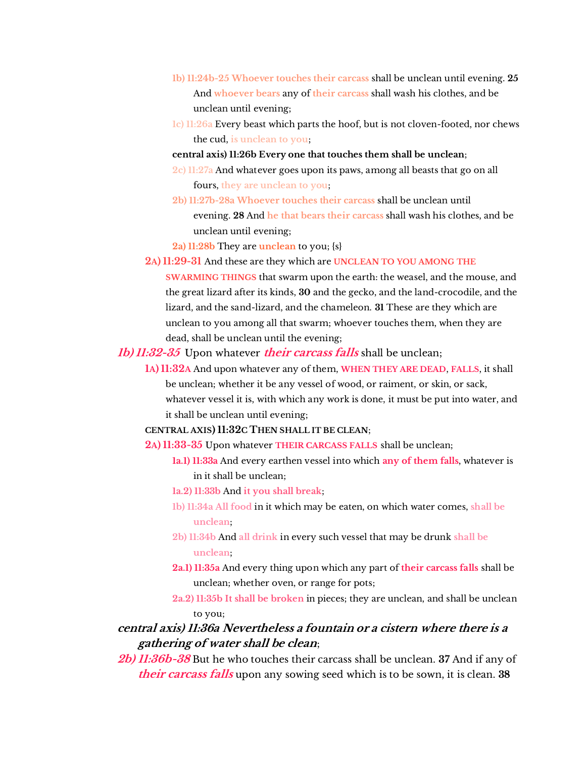1b) **11:24b-25 Whoever touches their carcass** shall be unclean until evening. **25** And **whoever bears** any of **their carcass** shall wash his clothes, and be unclean until evening;

1c) 11:26a Every beast which parts the hoof, but is not cloven-footed, nor chews the cud, **is unclean to you**;

**central axis) 11:26b Every one that touches them shall be unclean**;

2c) 11:27a And whatever goes upon its paws, among all beasts that go on all fours, **they are unclean to you**;

2b) **11:27b-28a Whoever touches their carcass** shall be unclean until evening. **28** And **he that bears their carcass** shall wash his clothes, and be unclean until evening;

2a) **11:28b** They are **unclean** to you; {s}

**2A) 11:29-31** And these are they which are **UNCLEAN TO YOU AMONG THE SWARMING THINGS** that swarm upon the earth: the weasel, and the mouse, and the great lizard after its kinds, **30** and the gecko, and the land-crocodile, and the lizard, and the sand-lizard, and the chameleon. **31** These are they which are unclean to you among all that swarm; whoever touches them, when they are dead, shall be unclean until the evening;

***1b) 11:32-35*** Upon whatever ***their carcass falls*** shall be unclean;

**1A) 11:32A** And upon whatever any of them, **WHEN THEY ARE DEAD**, **FALLS**, it shall be unclean; whether it be any vessel of wood, or raiment, or skin, or sack, whatever vessel it is, with which any work is done, it must be put into water, and it shall be unclean until evening;

**CENTRAL AXIS) 11:32C THEN SHALL IT BE CLEAN**;

**2A) 11:33-35** Upon whatever **THEIR CARCASS FALLS** shall be unclean;

**1a.1) 11:33a** And every earthen vessel into which **any of them falls**, whatever is in it shall be unclean;

**1a.2) 11:33b** And **it you shall break**;

**1b) 11:34a All food** in it which may be eaten, on which water comes, **shall be unclean**;

**2b) 11:34b** And **all drink** in every such vessel that may be drunk **shall be unclean**;

**2a.1) 11:35a** And every thing upon which any part of **their carcass falls** shall be unclean; whether oven, or range for pots;

**2a.2) 11:35b It shall be broken** in pieces; they are unclean, and shall be unclean to you;

***central axis) 11:36a Nevertheless a fountain or a cistern where there is a gathering of water shall be clean***;

***2b) 11:36b-38*** But he who touches their carcass shall be unclean. **37** And if any of ***their carcass falls*** upon any sowing seed which is to be sown, it is clean. **38**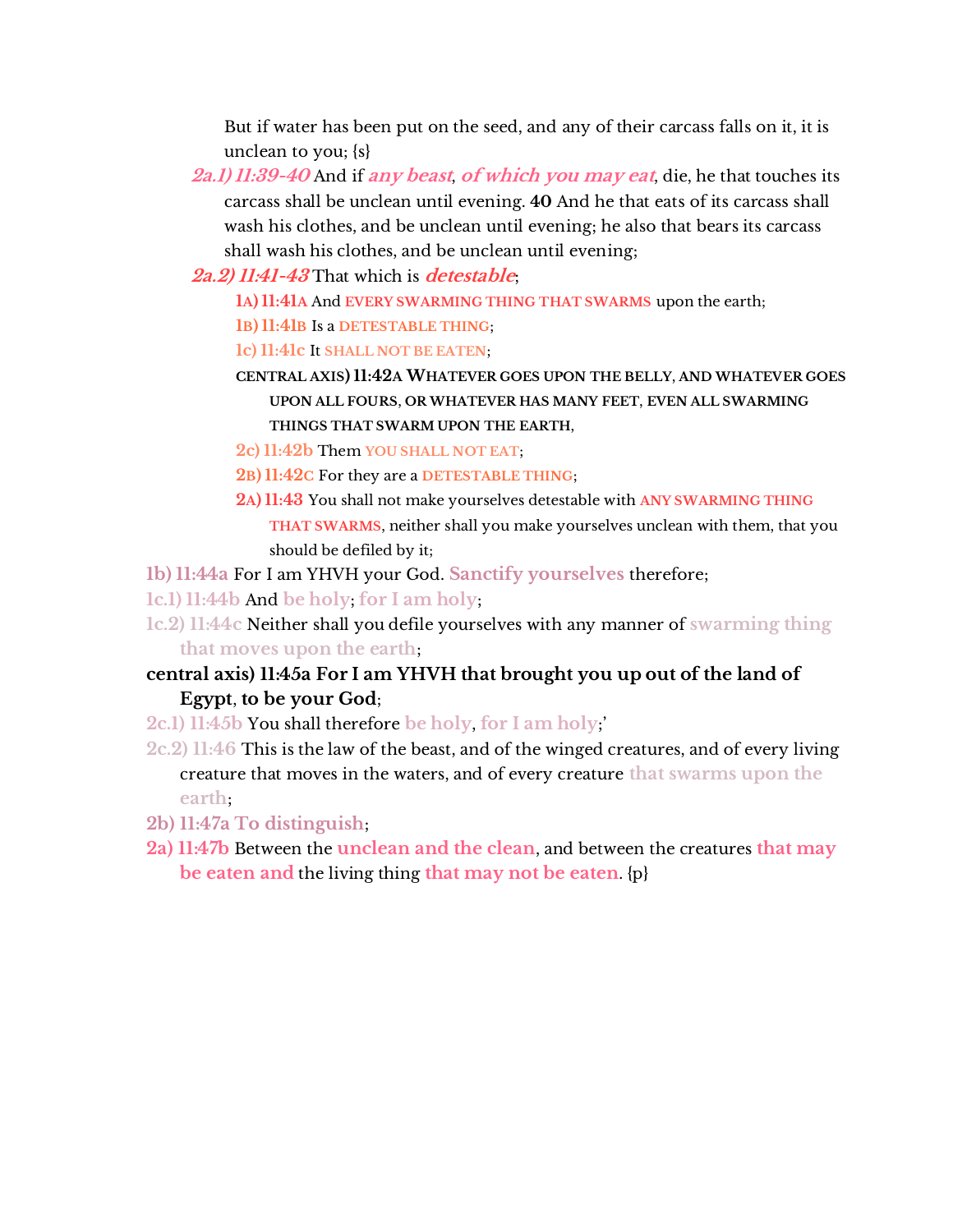But if water has been put on the seed, and any of their carcass falls on it, it is unclean to you; {s}

*2a.1) 11:39-40* And if ***any beast***, ***of which you may eat***, die, he that touches its carcass shall be unclean until evening. **40** And he that eats of its carcass shall wash his clothes, and be unclean until evening; he also that bears its carcass shall wash his clothes, and be unclean until evening;

*2a.2) 11:41-43* That which is ***detestable***;

1A) 11:41A And EVERY SWARMING THING THAT SWARMS upon the earth;

1B) 11:41B Is a DETESTABLE THING;

1c) 11:41c It SHALL NOT BE EATEN;

**CENTRAL AXIS) 11:42A WHATEVER GOES UPON THE BELLY, AND WHATEVER GOES UPON ALL FOURS, OR WHATEVER HAS MANY FEET, EVEN ALL SWARMING THINGS THAT SWARM UPON THE EARTH,**

2c) 11:42b Them YOU SHALL NOT EAT;

2B) 11:42C For they are a DETESTABLE THING;

2A) 11:43 You shall not make yourselves detestable with ANY SWARMING THING THAT SWARMS, neither shall you make yourselves unclean with them, that you should be defiled by it;

1b) 11:44a For I am YHVH your God. **Sanctify yourselves** therefore;

1c.1) 11:44b And **be holy**; **for I am holy**;

1c.2) 11:44c Neither shall you defile yourselves with any manner of **swarming thing that moves upon the earth**;

**central axis) 11:45a For I am YHVH that brought you up out of the land of Egypt, to be your God**;

2c.1) 11:45b You shall therefore **be holy**, **for I am holy**;'

2c.2) 11:46 This is the law of the beast, and of the winged creatures, and of every living creature that moves in the waters, and of every creature **that swarms upon the earth**;

2b) 11:47a **To distinguish**;

2a) 11:47b Between the **unclean and the clean**, and between the creatures **that may be eaten and** the living thing **that may not be eaten**. {p}